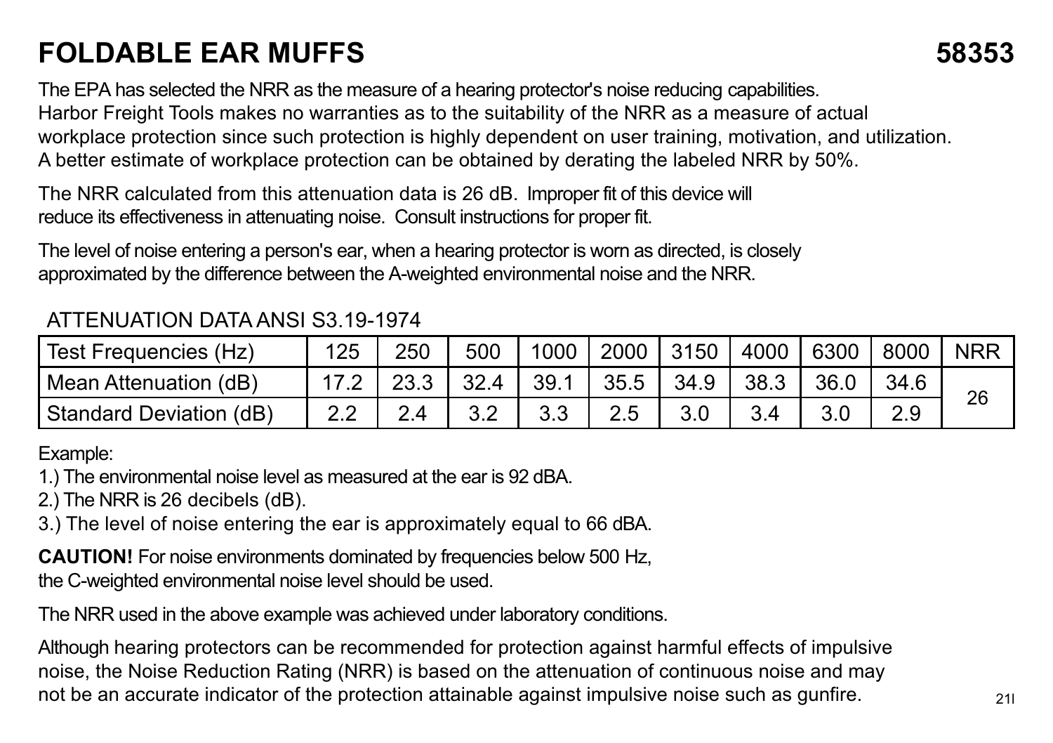# FOLDABLE EAR MUFFS 58353

The EPA has selected the NRR as the measure of a hearing protector's noise reducing capabilities. Harbor Freight Tools makes no warranties as to the suitability of the NRR as a measure of actual workplace protection since such protection is highly dependent on user training, motivation, and utilization. A better estimate of workplace protection can be obtained by derating the labeled NRR by 50%.

The NRR calculated from this attenuation data is 26 dB. Improper fit of this device will reduce its effectiveness in attenuating noise. Consult instructions for proper fit.

The level of noise entering a person's ear, when a hearing protector is worn as directed, is closely approximated by the difference between the A-weighted environmental noise and the NRR.

ATTENUATION DATA ANSI S3.19-1974

| Test Frequencies (Hz) | 125 | 250 | 500 | 1000 | 2000 | 3150 | 4000 | 6300 | 8000 | NRR |
|---|---|---|---|---|---|---|---|---|---|---|
| Mean Attenuation (dB) | 17.2 | 23.3 | 32.4 | 39.1 | 35.5 | 34.9 | 38.3 | 36.0 | 34.6 | 26 |
| Standard Deviation (dB) | 2.2 | 2.4 | 3.2 | 3.3 | 2.5 | 3.0 | 3.4 | 3.0 | 2.9 | |

Example:

1.) The environmental noise level as measured at the ear is 92 dBA.
2.) The NRR is 26 decibels (dB).
3.) The level of noise entering the ear is approximately equal to 66 dBA.

**CAUTION!** For noise environments dominated by frequencies below 500 Hz, the C-weighted environmental noise level should be used.

The NRR used in the above example was achieved under laboratory conditions.

Although hearing protectors can be recommended for protection against harmful effects of impulsive noise, the Noise Reduction Rating (NRR) is based on the attenuation of continuous noise and may not be an accurate indicator of the protection attainable against impulsive noise such as gunfire.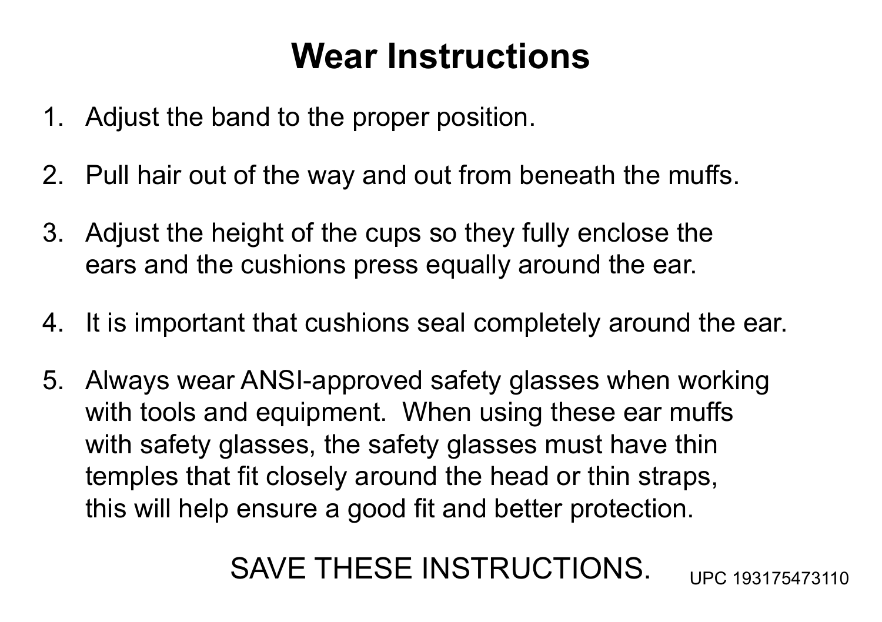# Wear Instructions

1. Adjust the band to the proper position.

2. Pull hair out of the way and out from beneath the muffs.

3. Adjust the height of the cups so they fully enclose the ears and the cushions press equally around the ear.

4. It is important that cushions seal completely around the ear.

5. Always wear ANSI-approved safety glasses when working with tools and equipment. When using these ear muffs with safety glasses, the safety glasses must have thin temples that fit closely around the head or thin straps, this will help ensure a good fit and better protection.

SAVE THESE INSTRUCTIONS.

UPC 193175473110